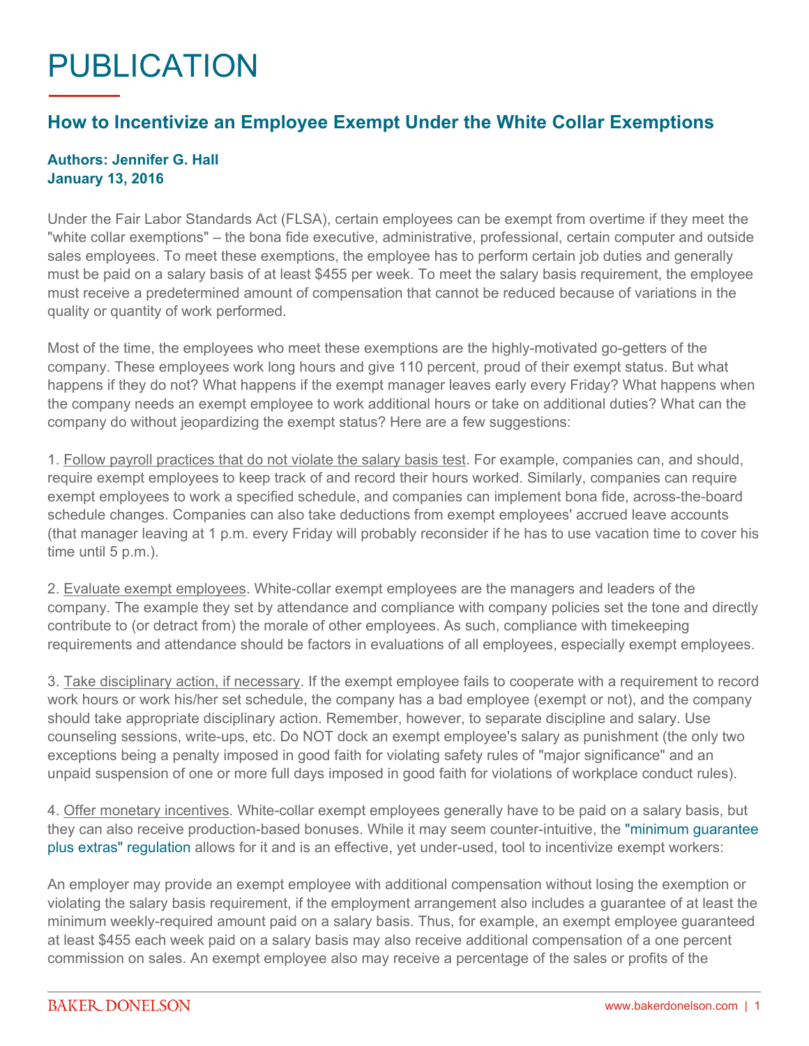# PUBLICATION

## How to Incentivize an Employee Exempt Under the White Collar Exemptions

**Authors: Jennifer G. Hall**
**January 13, 2016**

Under the Fair Labor Standards Act (FLSA), certain employees can be exempt from overtime if they meet the "white collar exemptions" – the bona fide executive, administrative, professional, certain computer and outside sales employees. To meet these exemptions, the employee has to perform certain job duties and generally must be paid on a salary basis of at least $455 per week. To meet the salary basis requirement, the employee must receive a predetermined amount of compensation that cannot be reduced because of variations in the quality or quantity of work performed.

Most of the time, the employees who meet these exemptions are the highly-motivated go-getters of the company. These employees work long hours and give 110 percent, proud of their exempt status. But what happens if they do not? What happens if the exempt manager leaves early every Friday? What happens when the company needs an exempt employee to work additional hours or take on additional duties? What can the company do without jeopardizing the exempt status? Here are a few suggestions:

1. Follow payroll practices that do not violate the salary basis test. For example, companies can, and should, require exempt employees to keep track of and record their hours worked. Similarly, companies can require exempt employees to work a specified schedule, and companies can implement bona fide, across-the-board schedule changes. Companies can also take deductions from exempt employees' accrued leave accounts (that manager leaving at 1 p.m. every Friday will probably reconsider if he has to use vacation time to cover his time until 5 p.m.).

2. Evaluate exempt employees. White-collar exempt employees are the managers and leaders of the company. The example they set by attendance and compliance with company policies set the tone and directly contribute to (or detract from) the morale of other employees. As such, compliance with timekeeping requirements and attendance should be factors in evaluations of all employees, especially exempt employees.

3. Take disciplinary action, if necessary. If the exempt employee fails to cooperate with a requirement to record work hours or work his/her set schedule, the company has a bad employee (exempt or not), and the company should take appropriate disciplinary action. Remember, however, to separate discipline and salary. Use counseling sessions, write-ups, etc. Do NOT dock an exempt employee's salary as punishment (the only two exceptions being a penalty imposed in good faith for violating safety rules of "major significance" and an unpaid suspension of one or more full days imposed in good faith for violations of workplace conduct rules).

4. Offer monetary incentives. White-collar exempt employees generally have to be paid on a salary basis, but they can also receive production-based bonuses. While it may seem counter-intuitive, the "minimum guarantee plus extras" regulation allows for it and is an effective, yet under-used, tool to incentivize exempt workers:

An employer may provide an exempt employee with additional compensation without losing the exemption or violating the salary basis requirement, if the employment arrangement also includes a guarantee of at least the minimum weekly-required amount paid on a salary basis. Thus, for example, an exempt employee guaranteed at least $455 each week paid on a salary basis may also receive additional compensation of a one percent commission on sales. An exempt employee also may receive a percentage of the sales or profits of the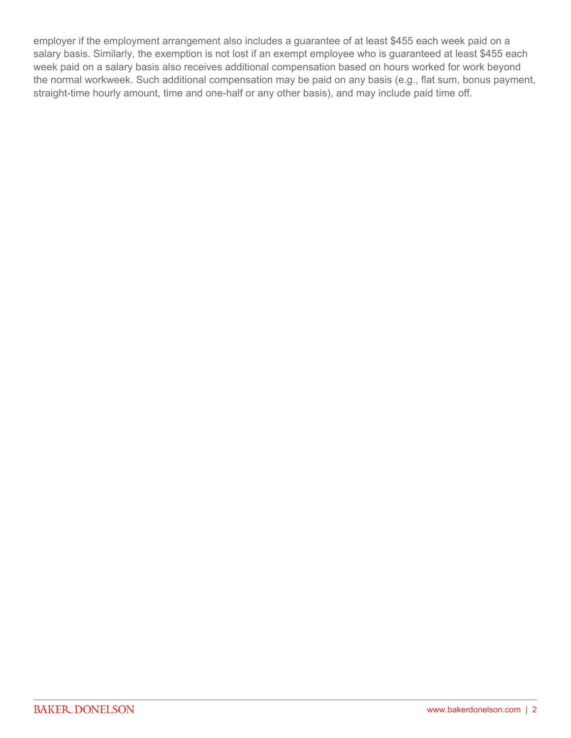employer if the employment arrangement also includes a guarantee of at least $455 each week paid on a salary basis. Similarly, the exemption is not lost if an exempt employee who is guaranteed at least $455 each week paid on a salary basis also receives additional compensation based on hours worked for work beyond the normal workweek. Such additional compensation may be paid on any basis (e.g., flat sum, bonus payment, straight-time hourly amount, time and one-half or any other basis), and may include paid time off.